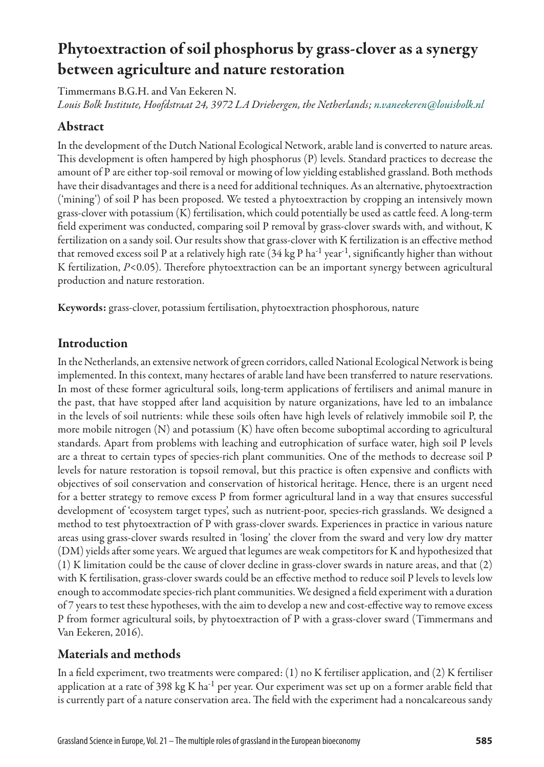# Phytoextraction of soil phosphorus by grass-clover as a synergy between agriculture and nature restoration

Timmermans B.G.H. and Van Eekeren N.

*Louis Bolk Institute, Hoofdstraat 24, 3972 LA Driebergen, the Netherlands; n.vaneekeren@louisbolk.nl*

## Abstract

In the development of the Dutch National Ecological Network, arable land is converted to nature areas. This development is often hampered by high phosphorus (P) levels. Standard practices to decrease the amount of P are either top-soil removal or mowing of low yielding established grassland. Both methods have their disadvantages and there is a need for additional techniques. As an alternative, phytoextraction ('mining') of soil P has been proposed. We tested a phytoextraction by cropping an intensively mown grass-clover with potassium (K) fertilisation, which could potentially be used as cattle feed. A long-term field experiment was conducted, comparing soil P removal by grass-clover swards with, and without, K fertilization on a sandy soil. Our results show that grass-clover with K fertilization is an effective method that removed excess soil P at a relatively high rate (34 kg P $ha^{-1}$ $year^{-1}$, significantly higher than without K fertilization, $P<0.05$). Therefore phytoextraction can be an important synergy between agricultural production and nature restoration.

**Keywords:** grass-clover, potassium fertilisation, phytoextraction phosphorous, nature

## Introduction

In the Netherlands, an extensive network of green corridors, called National Ecological Network is being implemented. In this context, many hectares of arable land have been transferred to nature reservations. In most of these former agricultural soils, long-term applications of fertilisers and animal manure in the past, that have stopped after land acquisition by nature organizations, have led to an imbalance in the levels of soil nutrients: while these soils often have high levels of relatively immobile soil P, the more mobile nitrogen (N) and potassium (K) have often become suboptimal according to agricultural standards. Apart from problems with leaching and eutrophication of surface water, high soil P levels are a threat to certain types of species-rich plant communities. One of the methods to decrease soil P levels for nature restoration is topsoil removal, but this practice is often expensive and conflicts with objectives of soil conservation and conservation of historical heritage. Hence, there is an urgent need for a better strategy to remove excess P from former agricultural land in a way that ensures successful development of 'ecosystem target types', such as nutrient-poor, species-rich grasslands. We designed a method to test phytoextraction of P with grass-clover swards. Experiences in practice in various nature areas using grass-clover swards resulted in 'losing' the clover from the sward and very low dry matter (DM) yields after some years. We argued that legumes are weak competitors for K and hypothesized that (1) K limitation could be the cause of clover decline in grass-clover swards in nature areas, and that (2) with K fertilisation, grass-clover swards could be an effective method to reduce soil P levels to levels low enough to accommodate species-rich plant communities. We designed a field experiment with a duration of 7 years to test these hypotheses, with the aim to develop a new and cost-effective way to remove excess P from former agricultural soils, by phytoextraction of P with a grass-clover sward (Timmermans and Van Eekeren, 2016).

## Materials and methods

In a field experiment, two treatments were compared: (1) no K fertiliser application, and (2) K fertiliser application at a rate of 398 kg K $ha^{-1}$ per year. Our experiment was set up on a former arable field that is currently part of a nature conservation area. The field with the experiment had a noncalcareous sandy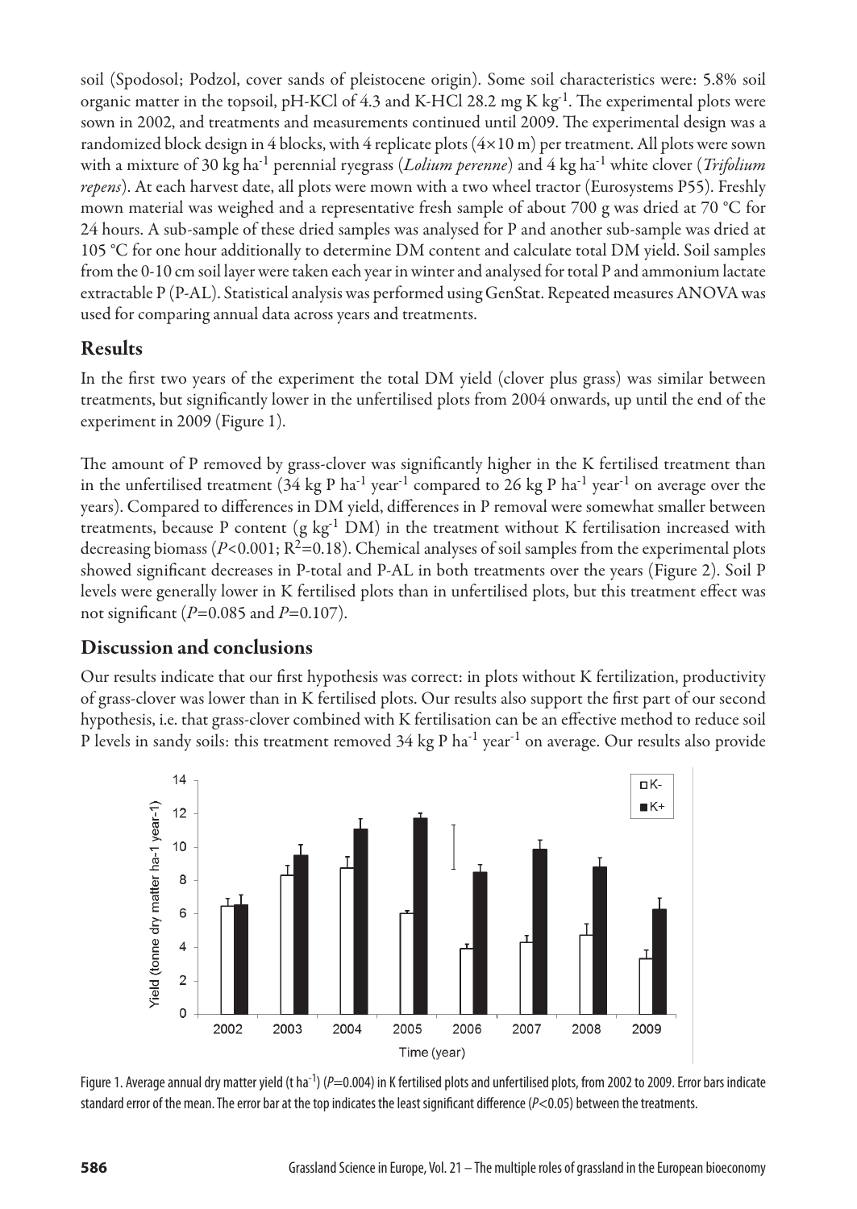soil (Spodosol; Podzol, cover sands of pleistocene origin). Some soil characteristics were: 5.8% soil organic matter in the topsoil, pH-KCl of 4.3 and K-HCl 28.2 mg K $kg^{-1}$. The experimental plots were sown in 2002, and treatments and measurements continued until 2009. The experimental design was a randomized block design in 4 blocks, with 4 replicate plots (4×10 m) per treatment. All plots were sown with a mixture of 30 kg $ha^{-1}$ perennial ryegrass (*Lolium perenne*) and 4 kg $ha^{-1}$ white clover (*Trifolium repens*). At each harvest date, all plots were mown with a two wheel tractor (Eurosystems P55). Freshly mown material was weighed and a representative fresh sample of about 700 g was dried at 70 °C for 24 hours. A sub-sample of these dried samples was analysed for P and another sub-sample was dried at 105 °C for one hour additionally to determine DM content and calculate total DM yield. Soil samples from the 0-10 cm soil layer were taken each year in winter and analysed for total P and ammonium lactate extractable P (P-AL). Statistical analysis was performed using GenStat. Repeated measures ANOVA was used for comparing annual data across years and treatments.

## Results

In the first two years of the experiment the total DM yield (clover plus grass) was similar between treatments, but significantly lower in the unfertilised plots from 2004 onwards, up until the end of the experiment in 2009 (Figure 1).

The amount of P removed by grass-clover was significantly higher in the K fertilised treatment than in the unfertilised treatment (34 kg P $ha^{-1}$ $year^{-1}$ compared to 26 kg P $ha^{-1}$ $year^{-1}$ on average over the years). Compared to differences in DM yield, differences in P removal were somewhat smaller between treatments, because P content (g $kg^{-1}$ DM) in the treatment without K fertilisation increased with decreasing biomass ($P$<0.001; $R^2$=0.18). Chemical analyses of soil samples from the experimental plots showed significant decreases in P-total and P-AL in both treatments over the years (Figure 2). Soil P levels were generally lower in K fertilised plots than in unfertilised plots, but this treatment effect was not significant ($P$=0.085 and $P$=0.107).

## Discussion and conclusions

Our results indicate that our first hypothesis was correct: in plots without K fertilization, productivity of grass-clover was lower than in K fertilised plots. Our results also support the first part of our second hypothesis, i.e. that grass-clover combined with K fertilisation can be an effective method to reduce soil P levels in sandy soils: this treatment removed 34 kg P $ha^{-1}$ $year^{-1}$ on average. Our results also provide

Figure 1. Average annual dry matter yield (t $ha^{-1}$) ($P$=0.004) in K fertilised plots and unfertilised plots, from 2002 to 2009. Error bars indicate standard error of the mean. The error bar at the top indicates the least significant difference ($P$<0.05) between the treatments.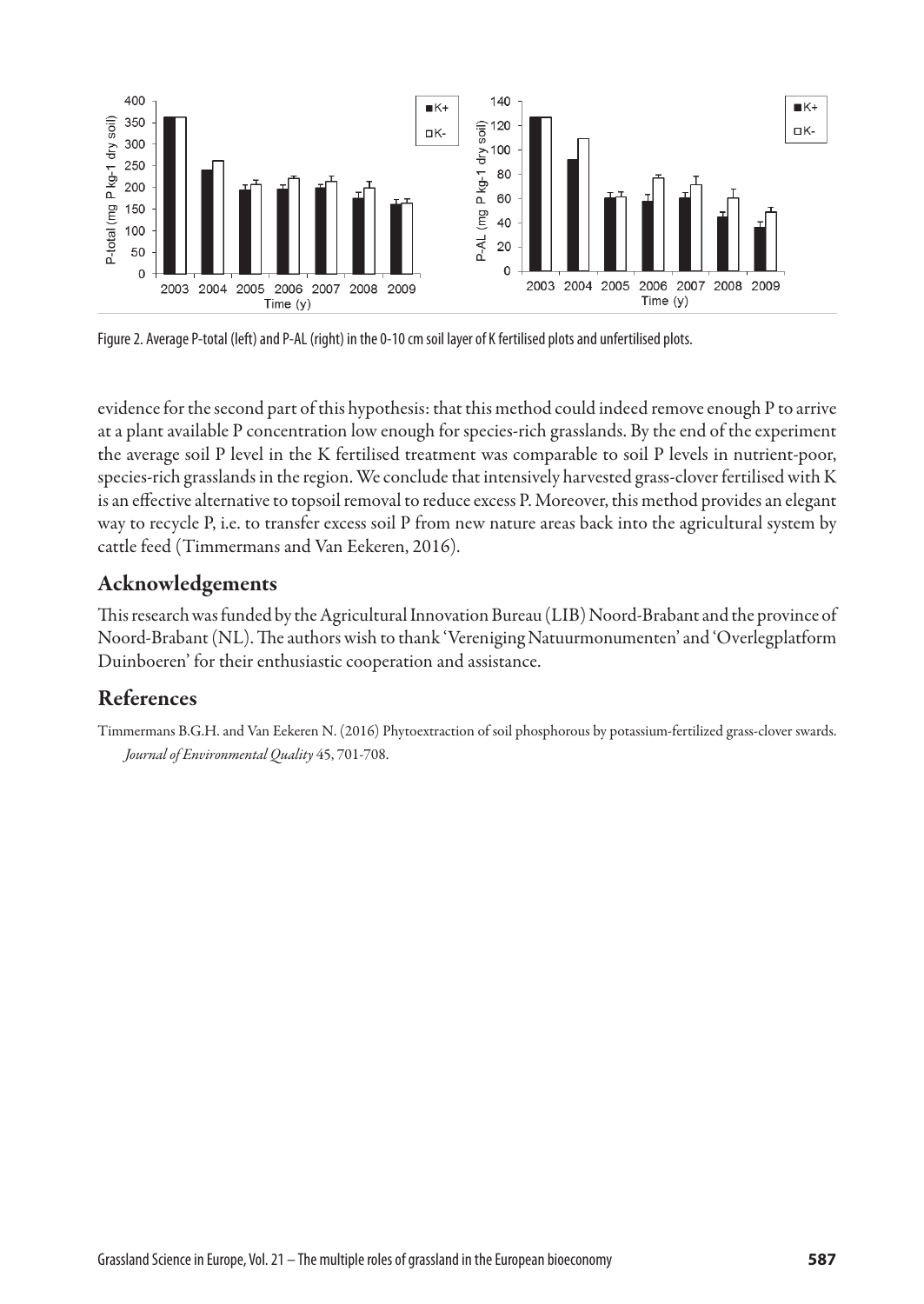Figure 2. Average P-total (left) and P-AL (right) in the 0-10 cm soil layer of K fertilised plots and unfertilised plots.

evidence for the second part of this hypothesis: that this method could indeed remove enough P to arrive at a plant available P concentration low enough for species-rich grasslands. By the end of the experiment the average soil P level in the K fertilised treatment was comparable to soil P levels in nutrient-poor, species-rich grasslands in the region. We conclude that intensively harvested grass-clover fertilised with K is an effective alternative to topsoil removal to reduce excess P. Moreover, this method provides an elegant way to recycle P, i.e. to transfer excess soil P from new nature areas back into the agricultural system by cattle feed (Timmermans and Van Eekeren, 2016).

## Acknowledgements

This research was funded by the Agricultural Innovation Bureau (LIB) Noord-Brabant and the province of Noord-Brabant (NL). The authors wish to thank 'Vereniging Natuurmonumenten' and 'Overlegplatform Duinboeren' for their enthusiastic cooperation and assistance.

## References

Timmermans B.G.H. and Van Eekeren N. (2016) Phytoextraction of soil phosphorous by potassium-fertilized grass-clover swards. *Journal of Environmental Quality* 45, 701-708.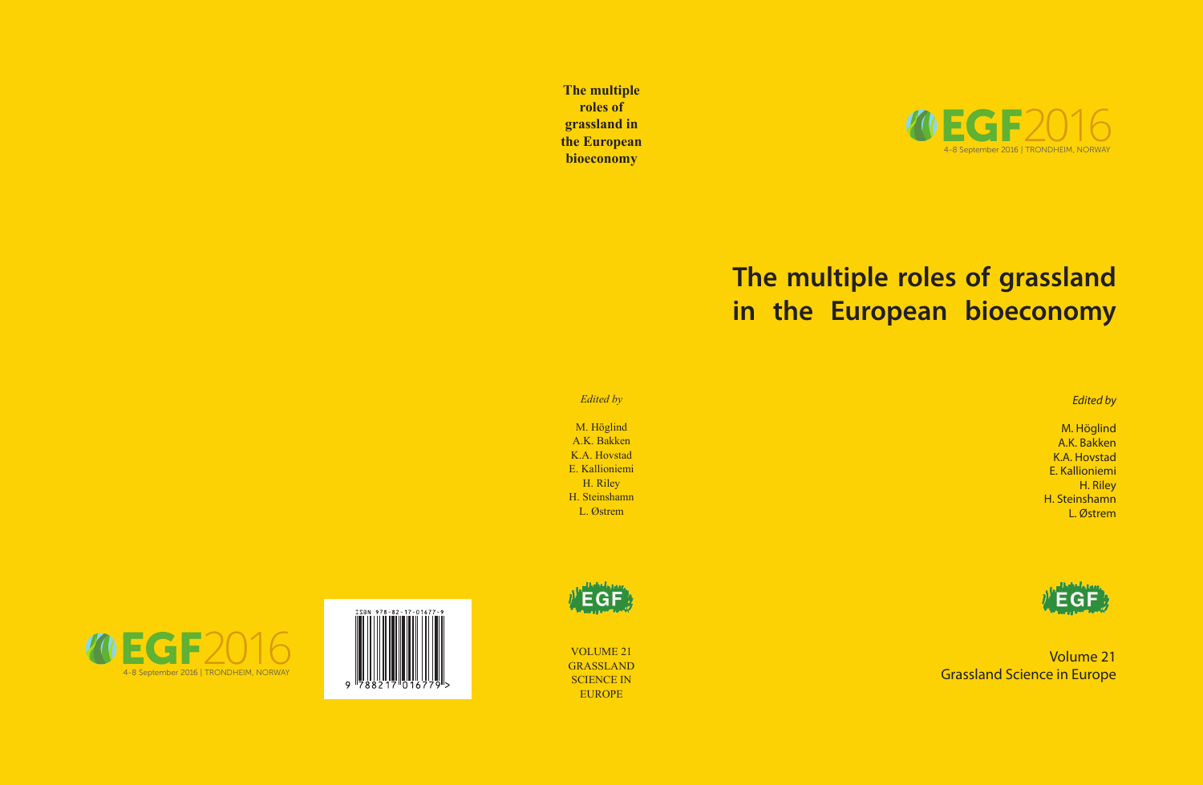The multiple roles of grassland in the European bioeconomy

EGF2016

4-8 September 2016 | TRONDHEIM, NORWAY

# The multiple roles of grassland in the European bioeconomy

*Edited by*

M. Höglind
A.K. Bakken
K.A. Hovstad
E. Kallioniemi
H. Riley
H. Steinshamn
L. Østrem

*Edited by*

M. Höglind
A.K. Bakken
K.A. Hovstad
E. Kallioniemi
H. Riley
H. Steinshamn
L. Østrem

EGF

VOLUME 21
GRASSLAND SCIENCE IN EUROPE

EGF

Volume 21
Grassland Science in Europe

EGF2016

4-8 September 2016 | TRONDHEIM, NORWAY

ISBN 978-82-17-01677-9

9 788217 016779